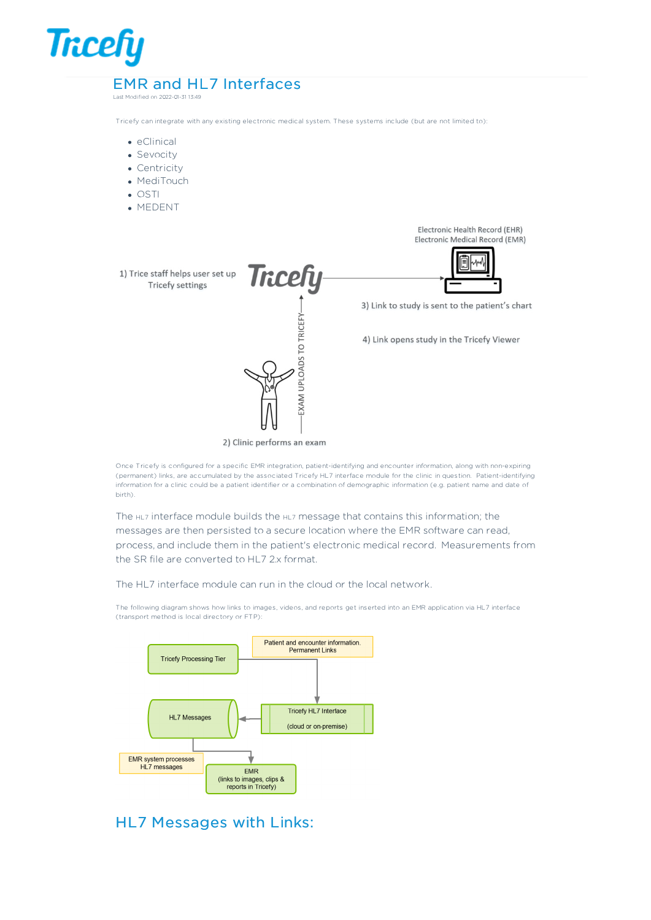# EMR and HL7 Interfaces

Last Modified on 2022-01-31 13:49

Tricefy can integrate with any existing electronic medical system. These systems include (but are not limited to):

- eClinical
- Sevocity
- Centricity
- MediTouch
- OSTI
- MEDENT

1) Trice staff helps user set up Tricefy settings

2) Clinic performs an exam

EXAM UPLOADS TO TRICEFY

Electronic Health Record (EHR)
Electronic Medical Record (EMR)

3) Link to study is sent to the patient's chart

4) Link opens study in the Tricefy Viewer

Once Tricefy is configured for a specific EMR integration, patient-identifying and encounter information, along with non-expiring (permanent) links, are accumulated by the associated Tricefy HL7 interface module for the clinic in question. Patient-identifying information for a clinic could be a patient identifier or a combination of demographic information (e.g. patient name and date of birth).

The HL7 interface module builds the HL7 message that contains this information; the messages are then persisted to a secure location where the EMR software can read, process, and include them in the patient's electronic medical record. Measurements from the SR file are converted to HL7 2.x format.

The HL7 interface module can run in the cloud or the local network.

The following diagram shows how links to images, videos, and reports get inserted into an EMR application via HL7 interface (transport method is local directory or FTP):

Tricefy Processing Tier

Patient and encounter information. Permanent Links

HL7 Messages

Tricefy HL7 Interface (cloud or on-premise)

EMR system processes HL7 messages

EMR (links to images, clips & reports in Tricefy)

## HL7 Messages with Links: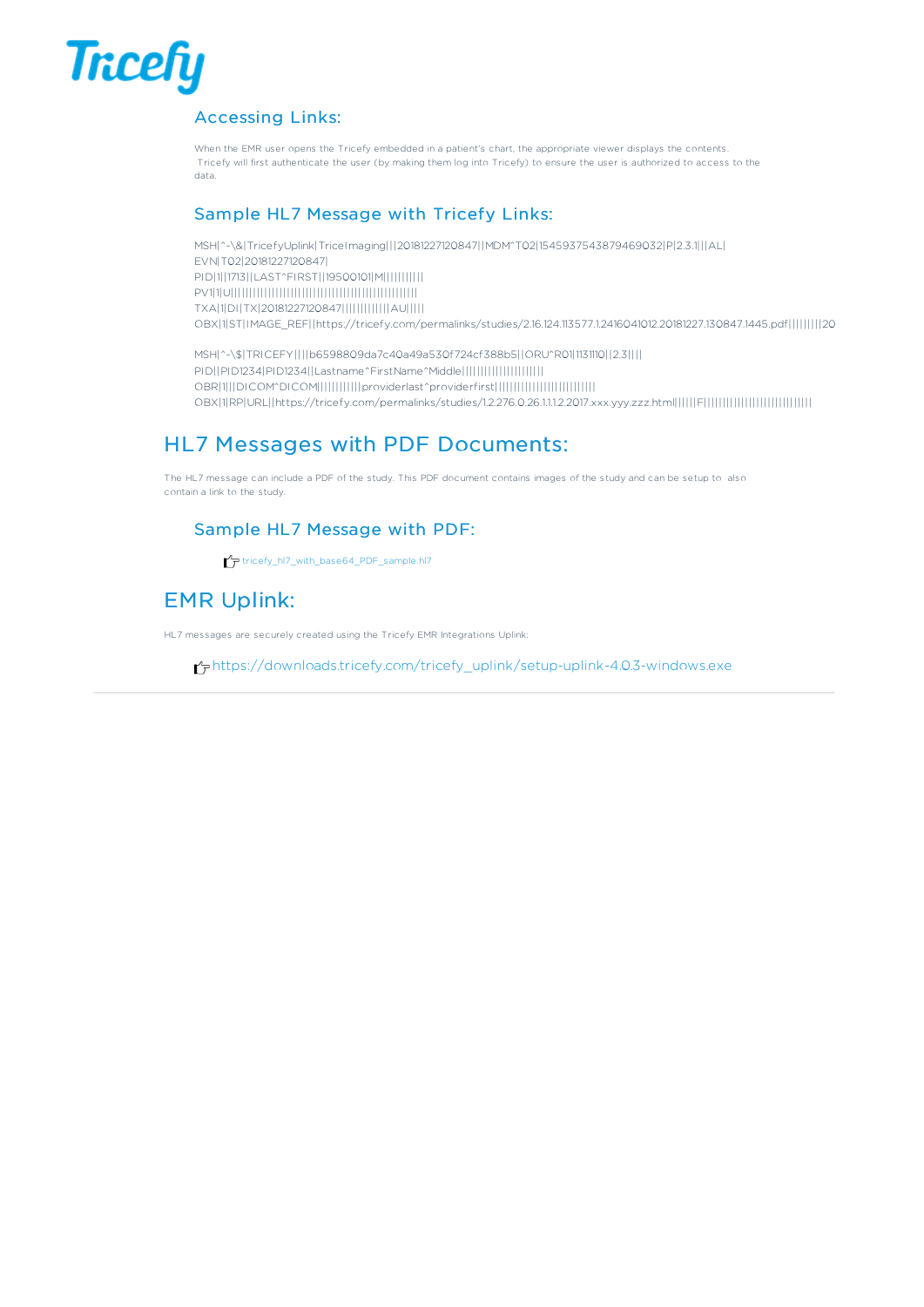### Accessing Links:

When the EMR user opens the Tricefy embedded in a patient's chart, the appropriate viewer displays the contents.
Tricefy will first authenticate the user (by making them log into Tricefy) to ensure the user is authorized to access to the data.

### Sample HL7 Message with Tricefy Links:

```
MSH|^-\&|TricefyUplink|TriceImaging|||20181227120847||MDM^T02|1545937543879469032|P|2.3.1|||AL|
EVN|T02|20181227120847|
PID|1||1713||LAST^FIRST||19500101|M||||||||||
PV1|1|U||||||||||||||||||||||||||||||||||||||||||||||||
TXA|1|DI|TX|20181227120847||||||||||||AU|||||
OBX|1|ST|IMAGE_REF||https://tricefy.com/permalinks/studies/2.16.124.113577.1.2416041012.20181227.130847.1445.pdf||||||||20
```

```
MSH|^-\$|TRICEFY||||b6598809da7c40a49a530f724cf388b5||ORU^R01|1131110||2.3||||
PID||PID1234|PID1234||Lastname^FirstName^Middle||||||||||||||||||||
OBR|1|||DICOM^DICOM||||||||||providerlast^providerfirst||||||||||||||||||||||||||
OBX|1|RP|URL||https://tricefy.com/permalinks/studies/1.2.276.0.26.1.1.1.2.2017.xxx.yyy.zzz.html||||||F||||||||||||||||||||||||||||
```

## HL7 Messages with PDF Documents:

The HL7 message can include a PDF of the study. This PDF document contains images of the study and can be setup to also contain a link to the study.

### Sample HL7 Message with PDF:

☞ tricefy_hl7_with_base64_PDF_sample.hl7

## EMR Uplink:

HL7 messages are securely created using the Tricefy EMR Integrations Uplink:

☞ https://downloads.tricefy.com/tricefy_uplink/setup-uplink-4.0.3-windows.exe